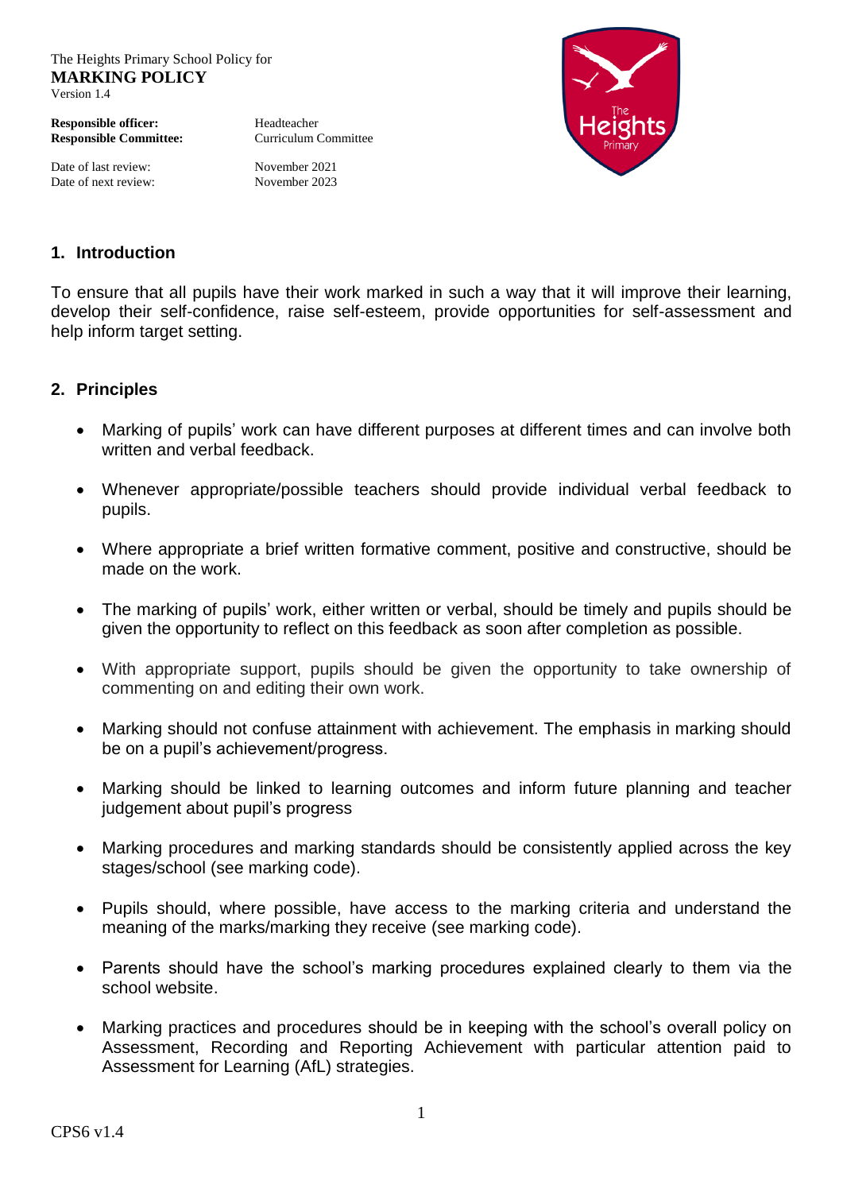The Heights Primary School Policy for
**MARKING POLICY**
Version 1.4

| | |
|---|---|
| **Responsible officer:** | Headteacher |
| **Responsible Committee:** | Curriculum Committee |
| Date of last review: | November 2021 |
| Date of next review: | November 2023 |

## 1. Introduction

To ensure that all pupils have their work marked in such a way that it will improve their learning, develop their self-confidence, raise self-esteem, provide opportunities for self-assessment and help inform target setting.

## 2. Principles

- Marking of pupils' work can have different purposes at different times and can involve both written and verbal feedback.
- Whenever appropriate/possible teachers should provide individual verbal feedback to pupils.
- Where appropriate a brief written formative comment, positive and constructive, should be made on the work.
- The marking of pupils' work, either written or verbal, should be timely and pupils should be given the opportunity to reflect on this feedback as soon after completion as possible.
- With appropriate support, pupils should be given the opportunity to take ownership of commenting on and editing their own work.
- Marking should not confuse attainment with achievement. The emphasis in marking should be on a pupil's achievement/progress.
- Marking should be linked to learning outcomes and inform future planning and teacher judgement about pupil's progress
- Marking procedures and marking standards should be consistently applied across the key stages/school (see marking code).
- Pupils should, where possible, have access to the marking criteria and understand the meaning of the marks/marking they receive (see marking code).
- Parents should have the school's marking procedures explained clearly to them via the school website.
- Marking practices and procedures should be in keeping with the school's overall policy on Assessment, Recording and Reporting Achievement with particular attention paid to Assessment for Learning (AfL) strategies.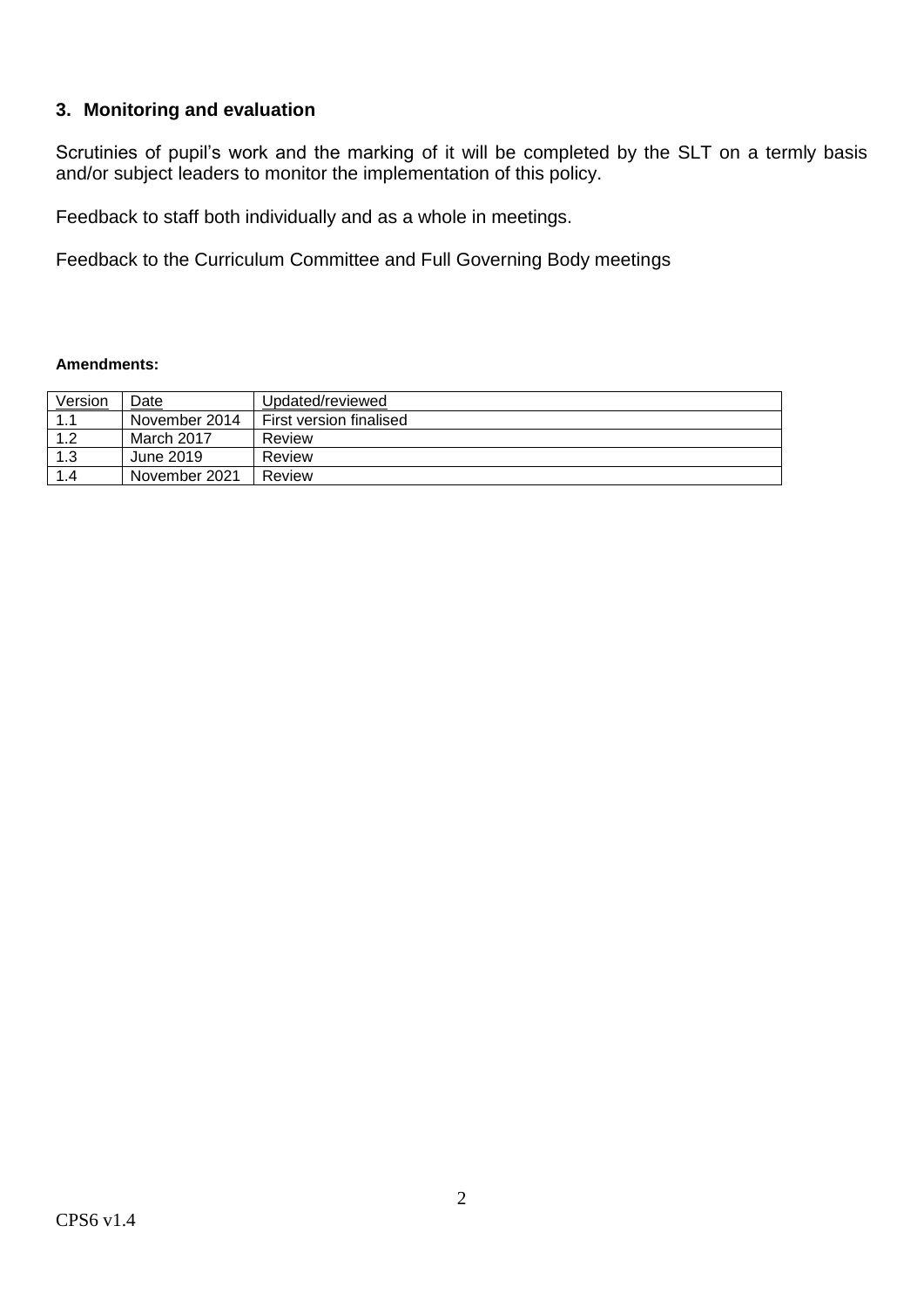## 3. Monitoring and evaluation

Scrutinies of pupil's work and the marking of it will be completed by the SLT on a termly basis and/or subject leaders to monitor the implementation of this policy.

Feedback to staff both individually and as a whole in meetings.

Feedback to the Curriculum Committee and Full Governing Body meetings

**Amendments:**

| Version | Date | Updated/reviewed |
|---|---|---|
| 1.1 | November 2014 | First version finalised |
| 1.2 | March 2017 | Review |
| 1.3 | June 2019 | Review |
| 1.4 | November 2021 | Review |

CPS6 v1.4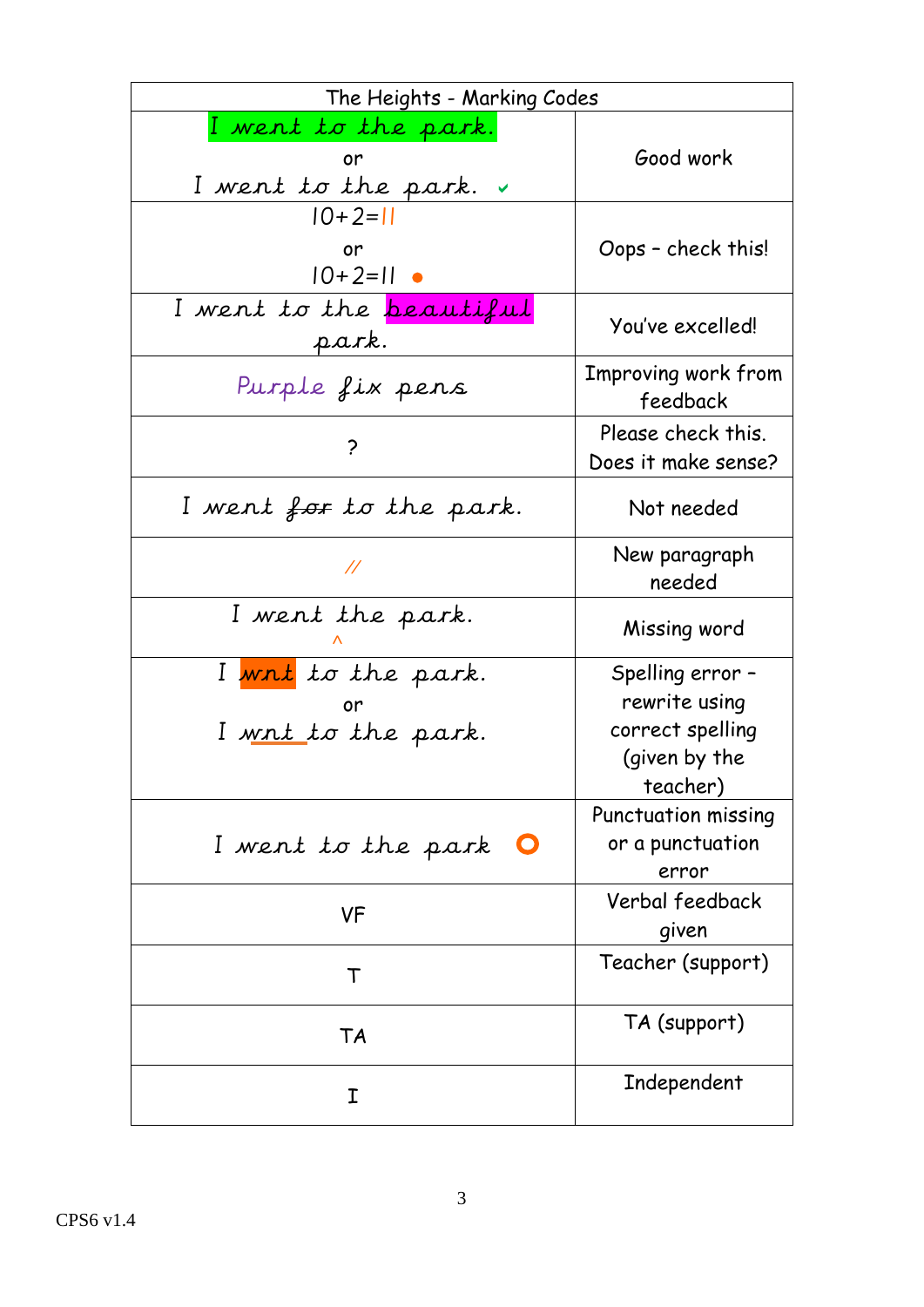| The Heights - Marking Codes | |
|---|---|
| I went to the park. or I went to the park. ✓ | Good work |
| 10+2=11 or 10+2=11 ● | Oops – check this! |
| I went to the beautiful park. | You've excelled! |
| Purple fix pens | Improving work from feedback |
| ? | Please check this. Does it make sense? |
| I went ~~for~~ to the park. | Not needed |
| // | New paragraph needed |
| I went ^ the park. | Missing word |
| I wnt to the park. or I wnt to the park. | Spelling error – rewrite using correct spelling (given by the teacher) |
| I went to the park O | Punctuation missing or a punctuation error |
| VF | Verbal feedback given |
| T | Teacher (support) |
| TA | TA (support) |
| I | Independent |

CPS6 v1.4